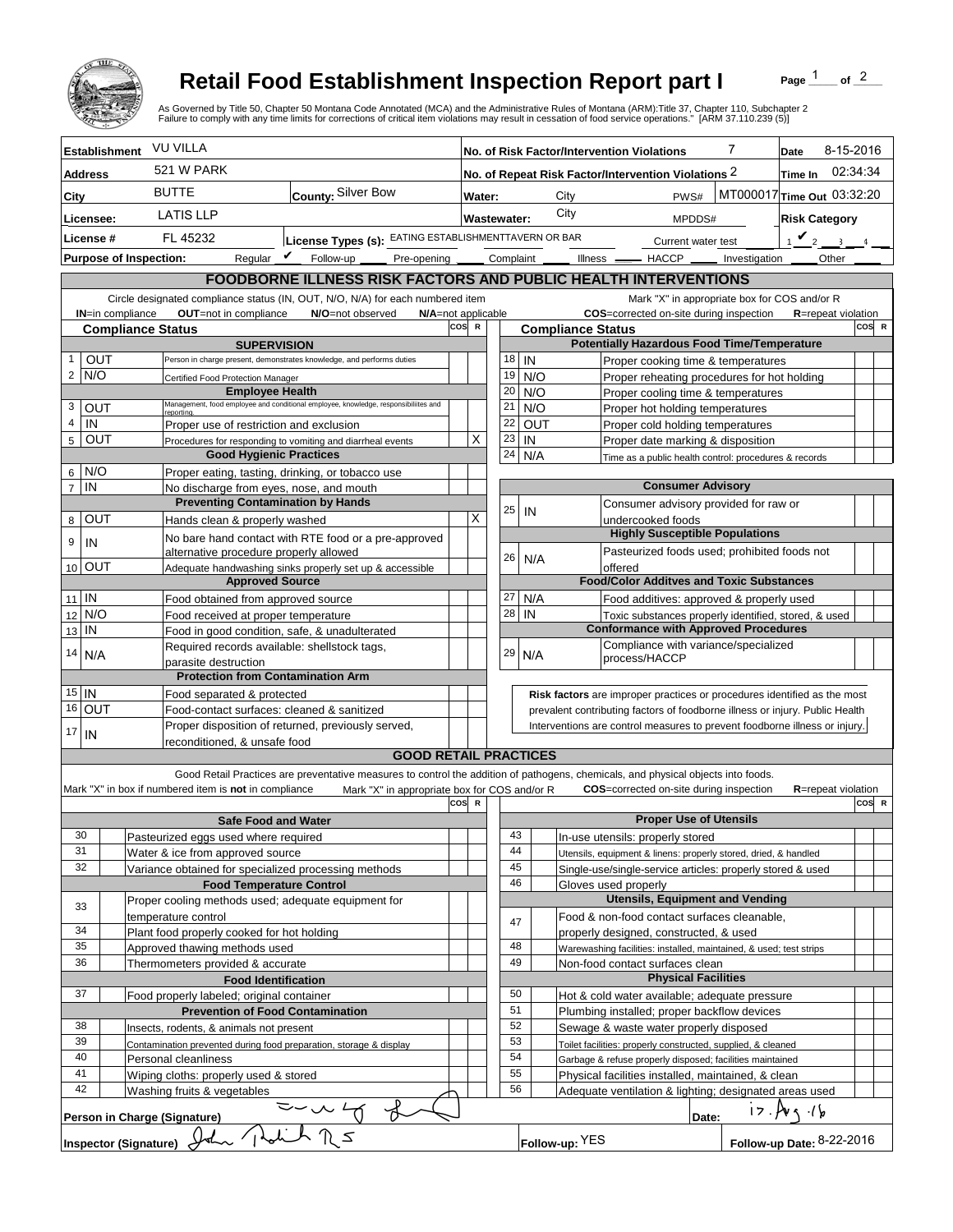# Retail Food Establishment Inspection Report part I

Page 1 of 2

As Governed by Title 50, Chapter 50 Montana Code Annotated (MCA) and the Administrative Rules of Montana (ARM):Title 37, Chapter 110, Subchapter 2
Failure to comply with any time limits for corrections of critical item violations may result in cessation of food service operations." [ARM 37.110.239 (5)]

| | | | |
|---|---|---|---|
| **Establishment** VU VILLA | | **No. of Risk Factor/Intervention Violations** 7 | **Date** 8-15-2016 |
| **Address** 521 W PARK | | **No. of Repeat Risk Factor/Intervention Violations** 2 | **Time In** 02:34:34 |
| **City** BUTTE | **County:** Silver Bow | **Water:** City PWS# MT000017 | **Time Out** 03:32:20 |
| **Licensee:** LATIS LLP | | **Wastewater:** City MPDDS# | **Risk Category** |
| **License #** FL 45232 | **License Types (s):** EATING ESTABLISHMENTTAVERN OR BAR | Current water test | 1 ✔ 2 3 4 |

**Purpose of Inspection:** Regular ✔ Follow-up ____ Pre-opening ____ Complaint ____ Illness ____ HACCP ____ Investigation ____ Other ____

## FOODBORNE ILLNESS RISK FACTORS AND PUBLIC HEALTH INTERVENTIONS

Circle designated compliance status (IN, OUT, N/O, N/A) for each numbered item — **IN**=in compliance **OUT**=not in compliance **N/O**=not observed **N/A**=not applicable

Mark "X" in appropriate box for COS and/or R — **COS**=corrected on-site during inspection **R**=repeat violation

| # | Compliance Status | Item | COS | R |
|---|---|---|---|---|
| | | **SUPERVISION** | | |
| 1 | OUT | Person in charge present, demonstrates knowledge, and performs duties | | |
| 2 | N/O | Certified Food Protection Manager | | |
| | | **Employee Health** | | |
| 3 | OUT | Management, food employee and conditional employee, knowledge, responsibiliites and reporting. | | |
| 4 | IN | Proper use of restriction and exclusion | | |
| 5 | OUT | Procedures for responding to vomiting and diarrheal events | | X |
| | | **Good Hygienic Practices** | | |
| 6 | N/O | Proper eating, tasting, drinking, or tobacco use | | |
| 7 | IN | No discharge from eyes, nose, and mouth | | |
| | | **Preventing Contamination by Hands** | | |
| 8 | OUT | Hands clean & properly washed | | X |
| 9 | IN | No bare hand contact with RTE food or a pre-approved alternative procedure properly allowed | | |
| 10 | OUT | Adequate handwashing sinks properly set up & accessible | | |
| | | **Approved Source** | | |
| 11 | IN | Food obtained from approved source | | |
| 12 | N/O | Food received at proper temperature | | |
| 13 | IN | Food in good condition, safe, & unadulterated | | |
| 14 | N/A | Required records available: shellstock tags, parasite destruction | | |
| | | **Protection from Contamination Arm** | | |
| 15 | IN | Food separated & protected | | |
| 16 | OUT | Food-contact surfaces: cleaned & sanitized | | |
| 17 | IN | Proper disposition of returned, previously served, reconditioned, & unsafe food | | |
| | | **Potentially Hazardous Food Time/Temperature** | | |
| 18 | IN | Proper cooking time & temperatures | | |
| 19 | N/O | Proper reheating procedures for hot holding | | |
| 20 | N/O | Proper cooling time & temperatures | | |
| 21 | N/O | Proper hot holding temperatures | | |
| 22 | OUT | Proper cold holding temperatures | | |
| 23 | IN | Proper date marking & disposition | | |
| 24 | N/A | Time as a public health control: procedures & records | | |
| | | **Consumer Advisory** | | |
| 25 | IN | Consumer advisory provided for raw or undercooked foods | | |
| | | **Highly Susceptible Populations** | | |
| 26 | N/A | Pasteurized foods used; prohibited foods not offered | | |
| | | **Food/Color Additves and Toxic Substances** | | |
| 27 | N/A | Food additives: approved & properly used | | |
| 28 | IN | Toxic substances properly identified, stored, & used | | |
| | | **Conformance with Approved Procedures** | | |
| 29 | N/A | Compliance with variance/specialized process/HACCP | | |

**Risk factors** are improper practices or procedures identified as the most prevalent contributing factors of foodborne illness or injury. Public Health Interventions are control measures to prevent foodborne illness or injury.

## GOOD RETAIL PRACTICES

Good Retail Practices are preventative measures to control the addition of pathogens, chemicals, and physical objects into foods.

Mark "X" in box if numbered item is **not** in compliance — Mark "X" in appropriate box for COS and/or R — **COS**=corrected on-site during inspection **R**=repeat violation

| # | Mark | Item | COS | R |
|---|---|---|---|---|
| | | **Safe Food and Water** | | |
| 30 | | Pasteurized eggs used where required | | |
| 31 | | Water & ice from approved source | | |
| 32 | | Variance obtained for specialized processing methods | | |
| | | **Food Temperature Control** | | |
| 33 | | Proper cooling methods used; adequate equipment for temperature control | | |
| 34 | | Plant food properly cooked for hot holding | | |
| 35 | | Approved thawing methods used | | |
| 36 | | Thermometers provided & accurate | | |
| | | **Food Identification** | | |
| 37 | | Food properly labeled; original container | | |
| | | **Prevention of Food Contamination** | | |
| 38 | | Insects, rodents, & animals not present | | |
| 39 | | Contamination prevented during food preparation, storage & display | | |
| 40 | | Personal cleanliness | | |
| 41 | | Wiping cloths: properly used & stored | | |
| 42 | | Washing fruits & vegetables | | |
| | | **Proper Use of Utensils** | | |
| 43 | | In-use utensils: properly stored | | |
| 44 | | Utensils, equipment & linens: properly stored, dried, & handled | | |
| 45 | | Single-use/single-service articles: properly stored & used | | |
| 46 | | Gloves used properly | | |
| | | **Utensils, Equipment and Vending** | | |
| 47 | | Food & non-food contact surfaces cleanable, properly designed, constructed, & used | | |
| 48 | | Warewashing facilities: installed, maintained, & used; test strips | | |
| 49 | | Non-food contact surfaces clean | | |
| | | **Physical Facilities** | | |
| 50 | | Hot & cold water available; adequate pressure | | |
| 51 | | Plumbing installed; proper backflow devices | | |
| 52 | | Sewage & waste water properly disposed | | |
| 53 | | Toilet facilities: properly constructed, supplied, & cleaned | | |
| 54 | | Garbage & refuse properly disposed; facilities maintained | | |
| 55 | | Physical facilities installed, maintained, & clean | | |
| 56 | | Adequate ventilation & lighting; designated areas used | | |

**Person in Charge (Signature)** [signature] **Date:** 17. Aug. 16

**Inspector (Signature)** [signature] **Follow-up:** YES **Follow-up Date:** 8-22-2016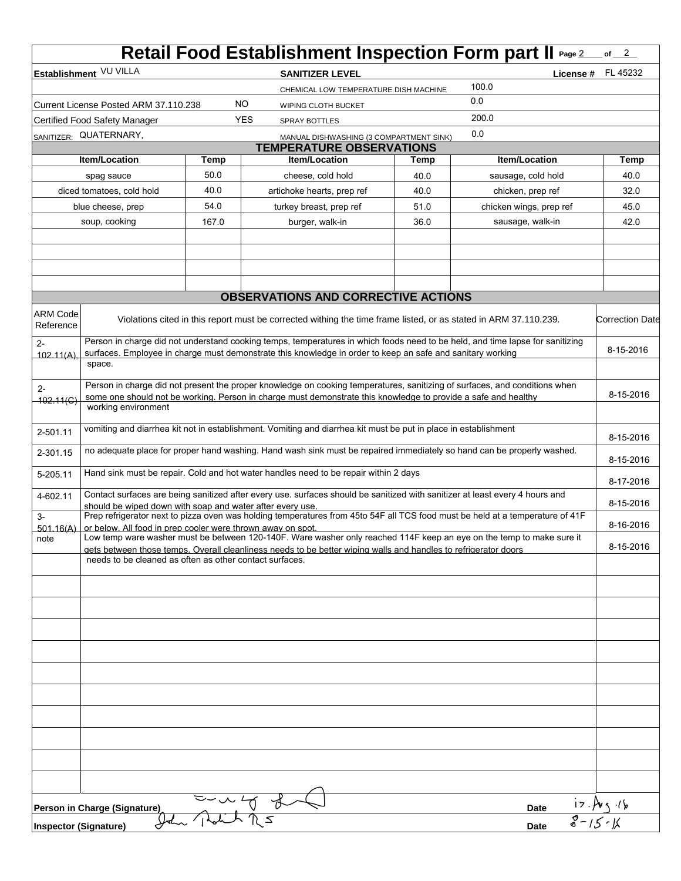# Retail Food Establishment Inspection Form part II

**Establishment** VU VILLA

**License #** FL 45232

| | | | |
|---|---|---|---|
| | | **SANITIZER LEVEL** | |
| | | CHEMICAL LOW TEMPERATURE DISH MACHINE | 100.0 |
| Current License Posted ARM 37.110.238 | NO | WIPING CLOTH BUCKET | 0.0 |
| Certified Food Safety Manager | YES | SPRAY BOTTLES | 200.0 |
| SANITIZER: QUATERNARY, | | MANUAL DISHWASHING (3 COMPARTMENT SINK) | 0.0 |

## TEMPERATURE OBSERVATIONS

| Item/Location | Temp | Item/Location | Temp | Item/Location | Temp |
|---|---|---|---|---|---|
| spag sauce | 50.0 | cheese, cold hold | 40.0 | sausage, cold hold | 40.0 |
| diced tomatoes, cold hold | 40.0 | artichoke hearts, prep ref | 40.0 | chicken, prep ref | 32.0 |
| blue cheese, prep | 54.0 | turkey breast, prep ref | 51.0 | chicken wings, prep ref | 45.0 |
| soup, cooking | 167.0 | burger, walk-in | 36.0 | sausage, walk-in | 42.0 |

## OBSERVATIONS AND CORRECTIVE ACTIONS

| ARM Code Reference | Violations cited in this report must be corrected withing the time frame listed, or as stated in ARM 37.110.239. | Correction Date |
|---|---|---|
| 2-102.11(A), | Person in charge did not understand cooking temps, temperatures in which foods need to be held, and time lapse for sanitizing surfaces. Employee in charge must demonstrate this knowledge in order to keep an safe and sanitary working space. | 8-15-2016 |
| 2-102.11(C) | Person in charge did not present the proper knowledge on cooking temperatures, sanitizing of surfaces, and conditions when some one should not be working. Person in charge must demonstrate this knowledge to provide a safe and healthy working environment | 8-15-2016 |
| 2-501.11 | vomiting and diarrhea kit not in establishment. Vomiting and diarrhea kit must be put in place in establishment | 8-15-2016 |
| 2-301.15 | no adequate place for proper hand washing. Hand wash sink must be repaired immediately so hand can be properly washed. | 8-15-2016 |
| 5-205.11 | Hand sink must be repair. Cold and hot water handles need to be repair within 2 days | 8-17-2016 |
| 4-602.11 | Contact surfaces are being sanitized after every use. surfaces should be sanitized with sanitizer at least every 4 hours and should be wiped down with soap and water after every use. | 8-15-2016 |
| 3-501.16(A) | Prep refrigerator next to pizza oven was holding temperatures from 45to 54F all TCS food must be held at a temperature of 41F or below. All food in prep cooler were thrown away on spot. | 8-16-2016 |
| note | Low temp ware washer must be between 120-140F. Ware washer only reached 114F keep an eye on the temp to make sure it gets between those temps. Overall cleanliness needs to be better wiping walls and handles to refrigerator doors needs to be cleaned as often as other contact surfaces. | 8-15-2016 |

**Person in Charge (Signature)** [signature] **Date** 17. Aug. 16

**Inspector (Signature)** John Rohich RS **Date** 8-15-16